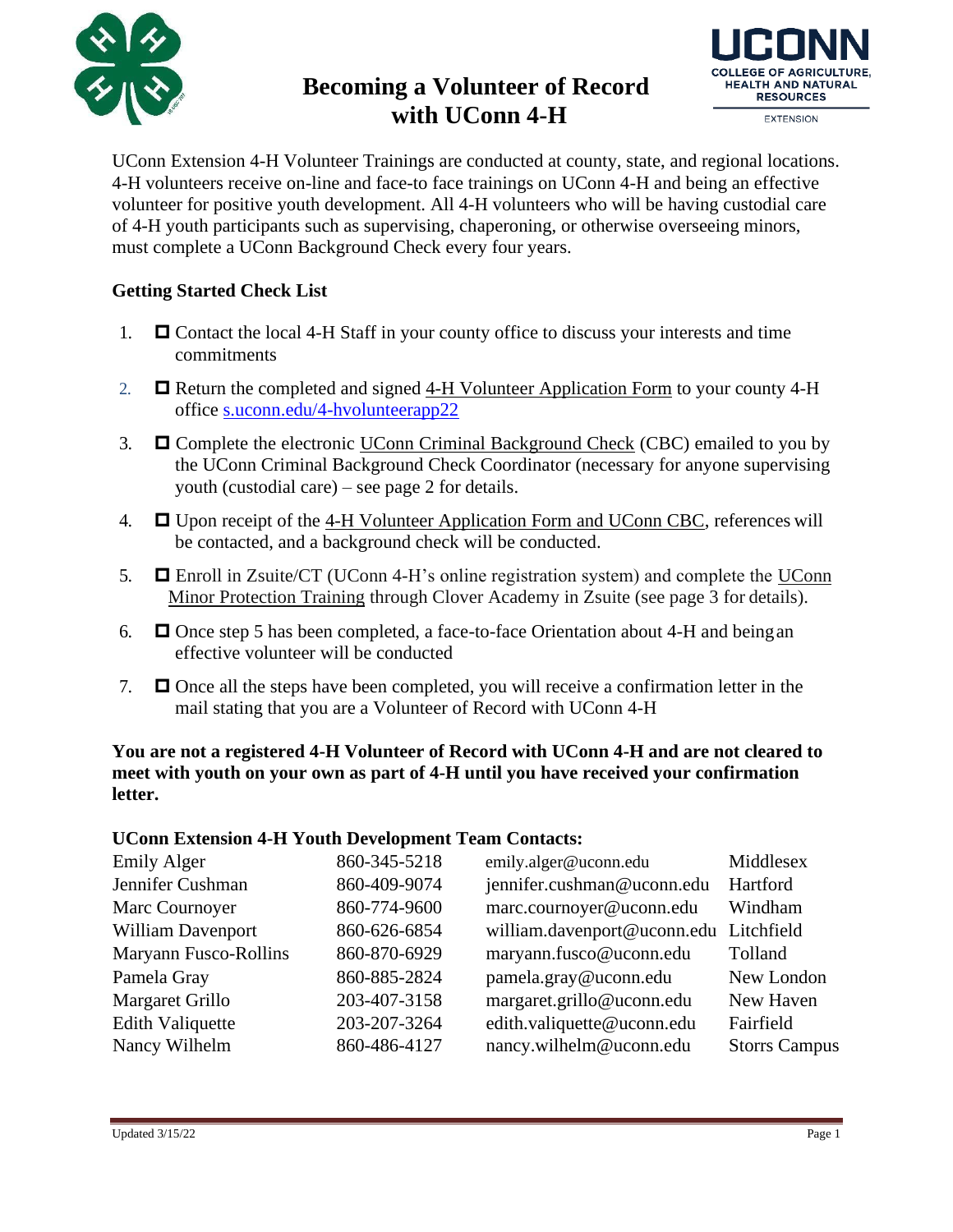# Becoming a Volunteer of Record with UConn 4-H

UConn Extension 4-H Volunteer Trainings are conducted at county, state, and regional locations. 4-H volunteers receive on-line and face-to face trainings on UConn 4-H and being an effective volunteer for positive youth development. All 4-H volunteers who will be having custodial care of 4-H youth participants such as supervising, chaperoning, or otherwise overseeing minors, must complete a UConn Background Check every four years.

## Getting Started Check List

1. ☐ Contact the local 4-H Staff in your county office to discuss your interests and time commitments
2. ☐ Return the completed and signed 4-H Volunteer Application Form to your county 4-H office s.uconn.edu/4-hvolunteerapp22
3. ☐ Complete the electronic UConn Criminal Background Check (CBC) emailed to you by the UConn Criminal Background Check Coordinator (necessary for anyone supervising youth (custodial care) – see page 2 for details.
4. ☐ Upon receipt of the 4-H Volunteer Application Form and UConn CBC, references will be contacted, and a background check will be conducted.
5. ☐ Enroll in Zsuite/CT (UConn 4-H's online registration system) and complete the UConn Minor Protection Training through Clover Academy in Zsuite (see page 3 for details).
6. ☐ Once step 5 has been completed, a face-to-face Orientation about 4-H and being an effective volunteer will be conducted
7. ☐ Once all the steps have been completed, you will receive a confirmation letter in the mail stating that you are a Volunteer of Record with UConn 4-H

**You are not a registered 4-H Volunteer of Record with UConn 4-H and are not cleared to meet with youth on your own as part of 4-H until you have received your confirmation letter.**

**UConn Extension 4-H Youth Development Team Contacts:**

| | | | |
|---|---|---|---|
| Emily Alger | 860-345-5218 | emily.alger@uconn.edu | Middlesex |
| Jennifer Cushman | 860-409-9074 | jennifer.cushman@uconn.edu | Hartford |
| Marc Cournoyer | 860-774-9600 | marc.cournoyer@uconn.edu | Windham |
| William Davenport | 860-626-6854 | william.davenport@uconn.edu | Litchfield |
| Maryann Fusco-Rollins | 860-870-6929 | maryann.fusco@uconn.edu | Tolland |
| Pamela Gray | 860-885-2824 | pamela.gray@uconn.edu | New London |
| Margaret Grillo | 203-407-3158 | margaret.grillo@uconn.edu | New Haven |
| Edith Valiquette | 203-207-3264 | edith.valiquette@uconn.edu | Fairfield |
| Nancy Wilhelm | 860-486-4127 | nancy.wilhelm@uconn.edu | Storrs Campus |

Updated 3/15/22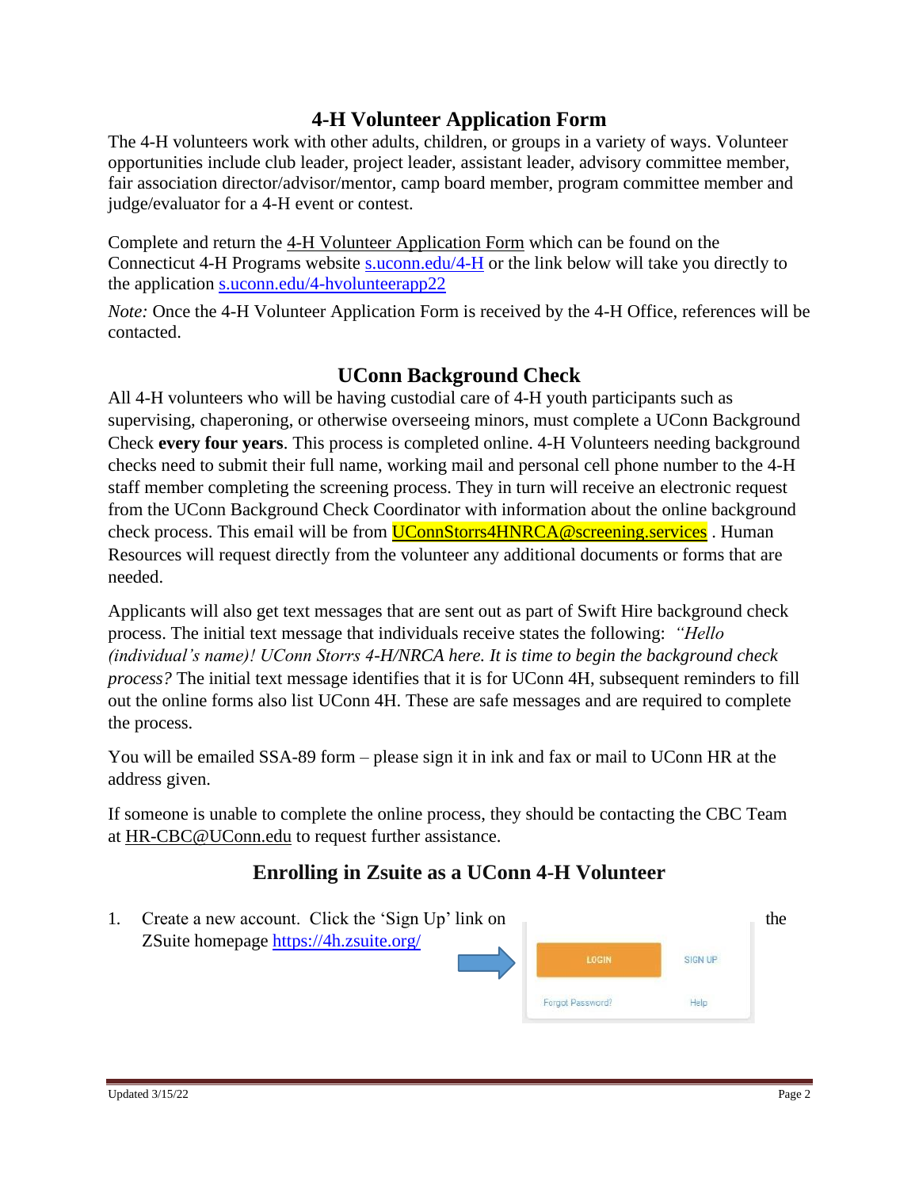## 4-H Volunteer Application Form

The 4-H volunteers work with other adults, children, or groups in a variety of ways. Volunteer opportunities include club leader, project leader, assistant leader, advisory committee member, fair association director/advisor/mentor, camp board member, program committee member and judge/evaluator for a 4-H event or contest.

Complete and return the 4-H Volunteer Application Form which can be found on the Connecticut 4-H Programs website s.uconn.edu/4-H or the link below will take you directly to the application s.uconn.edu/4-hvolunteerapp22

*Note:* Once the 4-H Volunteer Application Form is received by the 4-H Office, references will be contacted.

## UConn Background Check

All 4-H volunteers who will be having custodial care of 4-H youth participants such as supervising, chaperoning, or otherwise overseeing minors, must complete a UConn Background Check **every four years**. This process is completed online. 4-H Volunteers needing background checks need to submit their full name, working mail and personal cell phone number to the 4-H staff member completing the screening process. They in turn will receive an electronic request from the UConn Background Check Coordinator with information about the online background check process. This email will be from UConnStorrs4HNRCA@screening.services . Human Resources will request directly from the volunteer any additional documents or forms that are needed.

Applicants will also get text messages that are sent out as part of Swift Hire background check process. The initial text message that individuals receive states the following: *"Hello (individual's name)! UConn Storrs 4-H/NRCA here. It is time to begin the background check process?* The initial text message identifies that it is for UConn 4H, subsequent reminders to fill out the online forms also list UConn 4H. These are safe messages and are required to complete the process.

You will be emailed SSA-89 form – please sign it in ink and fax or mail to UConn HR at the address given.

If someone is unable to complete the online process, they should be contacting the CBC Team at HR-CBC@UConn.edu to request further assistance.

## Enrolling in Zsuite as a UConn 4-H Volunteer

1. Create a new account. Click the 'Sign Up' link on the ZSuite homepage https://4h.zsuite.org/

LOGIN | SIGN UP
Forgot Password? | Help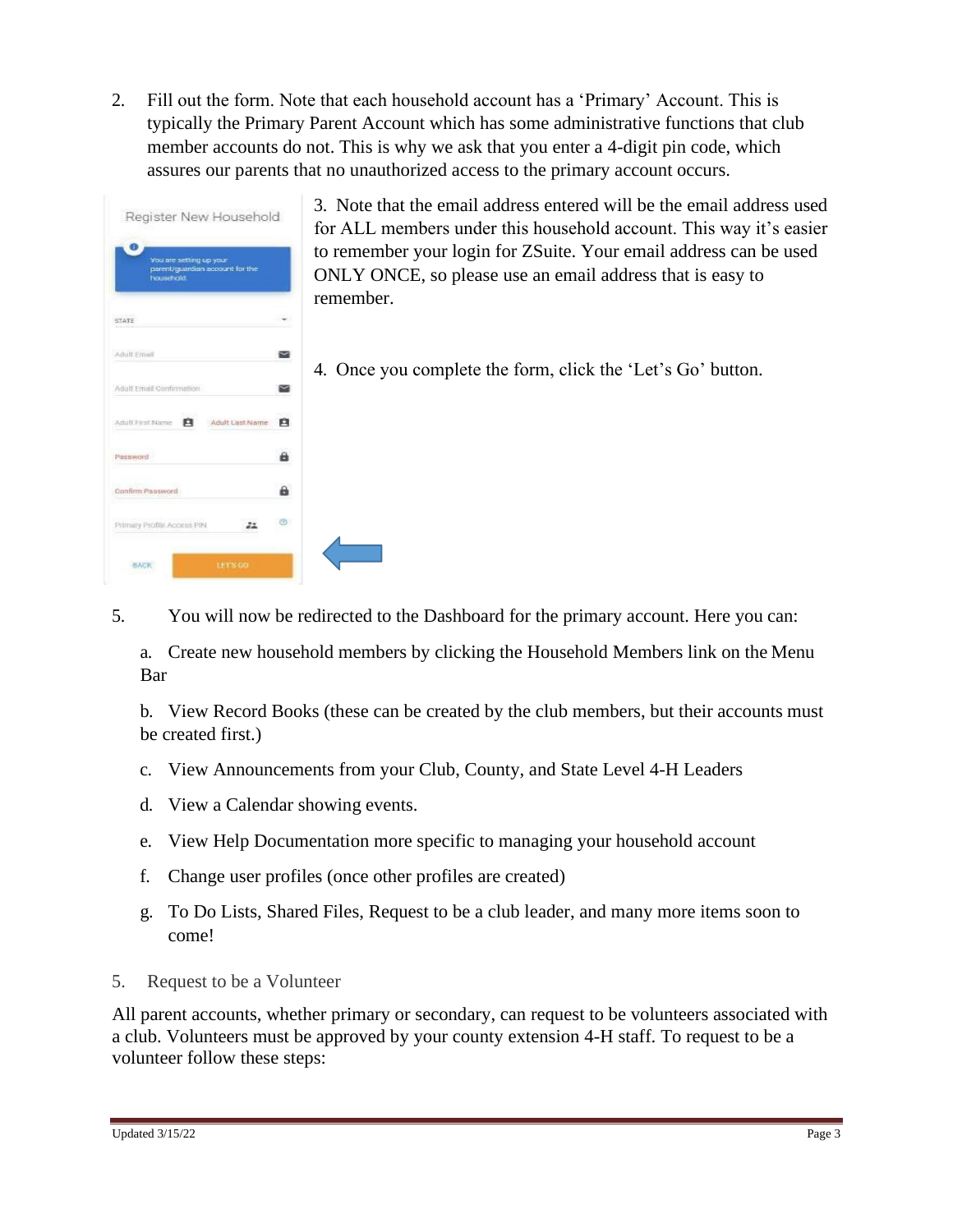2. Fill out the form. Note that each household account has a 'Primary' Account. This is typically the Primary Parent Account which has some administrative functions that club member accounts do not. This is why we ask that you enter a 4-digit pin code, which assures our parents that no unauthorized access to the primary account occurs.

3. Note that the email address entered will be the email address used for ALL members under this household account. This way it's easier to remember your login for ZSuite. Your email address can be used ONLY ONCE, so please use an email address that is easy to remember.

4. Once you complete the form, click the 'Let's Go' button.

5. You will now be redirected to the Dashboard for the primary account. Here you can:

   a. Create new household members by clicking the Household Members link on the Menu Bar

   b. View Record Books (these can be created by the club members, but their accounts must be created first.)

   c. View Announcements from your Club, County, and State Level 4-H Leaders

   d. View a Calendar showing events.

   e. View Help Documentation more specific to managing your household account

   f. Change user profiles (once other profiles are created)

   g. To Do Lists, Shared Files, Request to be a club leader, and many more items soon to come!

## 5. Request to be a Volunteer

All parent accounts, whether primary or secondary, can request to be volunteers associated with a club. Volunteers must be approved by your county extension 4-H staff. To request to be a volunteer follow these steps: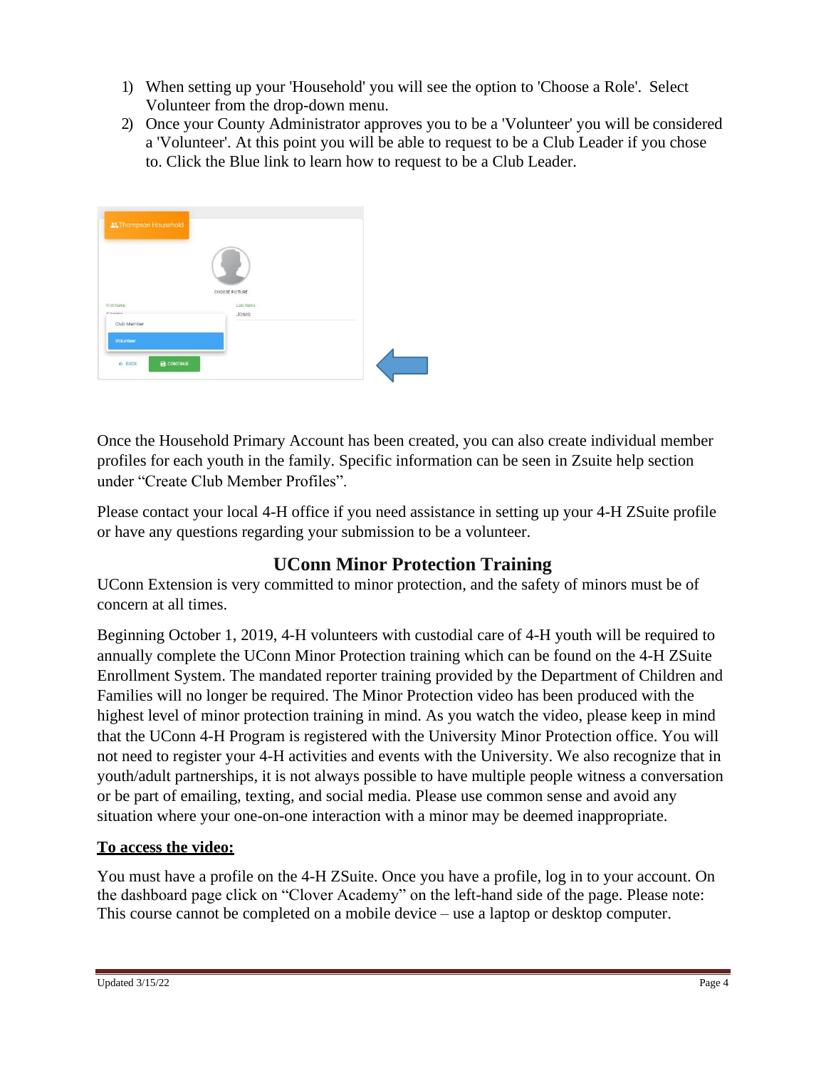1) When setting up your 'Household' you will see the option to 'Choose a Role'. Select Volunteer from the drop-down menu.
2) Once your County Administrator approves you to be a 'Volunteer' you will be considered a 'Volunteer'. At this point you will be able to request to be a Club Leader if you chose to. Click the Blue link to learn how to request to be a Club Leader.

Once the Household Primary Account has been created, you can also create individual member profiles for each youth in the family. Specific information can be seen in Zsuite help section under "Create Club Member Profiles".

Please contact your local 4-H office if you need assistance in setting up your 4-H ZSuite profile or have any questions regarding your submission to be a volunteer.

## UConn Minor Protection Training

UConn Extension is very committed to minor protection, and the safety of minors must be of concern at all times.

Beginning October 1, 2019, 4-H volunteers with custodial care of 4-H youth will be required to annually complete the UConn Minor Protection training which can be found on the 4-H ZSuite Enrollment System. The mandated reporter training provided by the Department of Children and Families will no longer be required. The Minor Protection video has been produced with the highest level of minor protection training in mind. As you watch the video, please keep in mind that the UConn 4-H Program is registered with the University Minor Protection office. You will not need to register your 4-H activities and events with the University. We also recognize that in youth/adult partnerships, it is not always possible to have multiple people witness a conversation or be part of emailing, texting, and social media. Please use common sense and avoid any situation where your one-on-one interaction with a minor may be deemed inappropriate.

**To access the video:**

You must have a profile on the 4-H ZSuite. Once you have a profile, log in to your account. On the dashboard page click on "Clover Academy" on the left-hand side of the page. Please note: This course cannot be completed on a mobile device – use a laptop or desktop computer.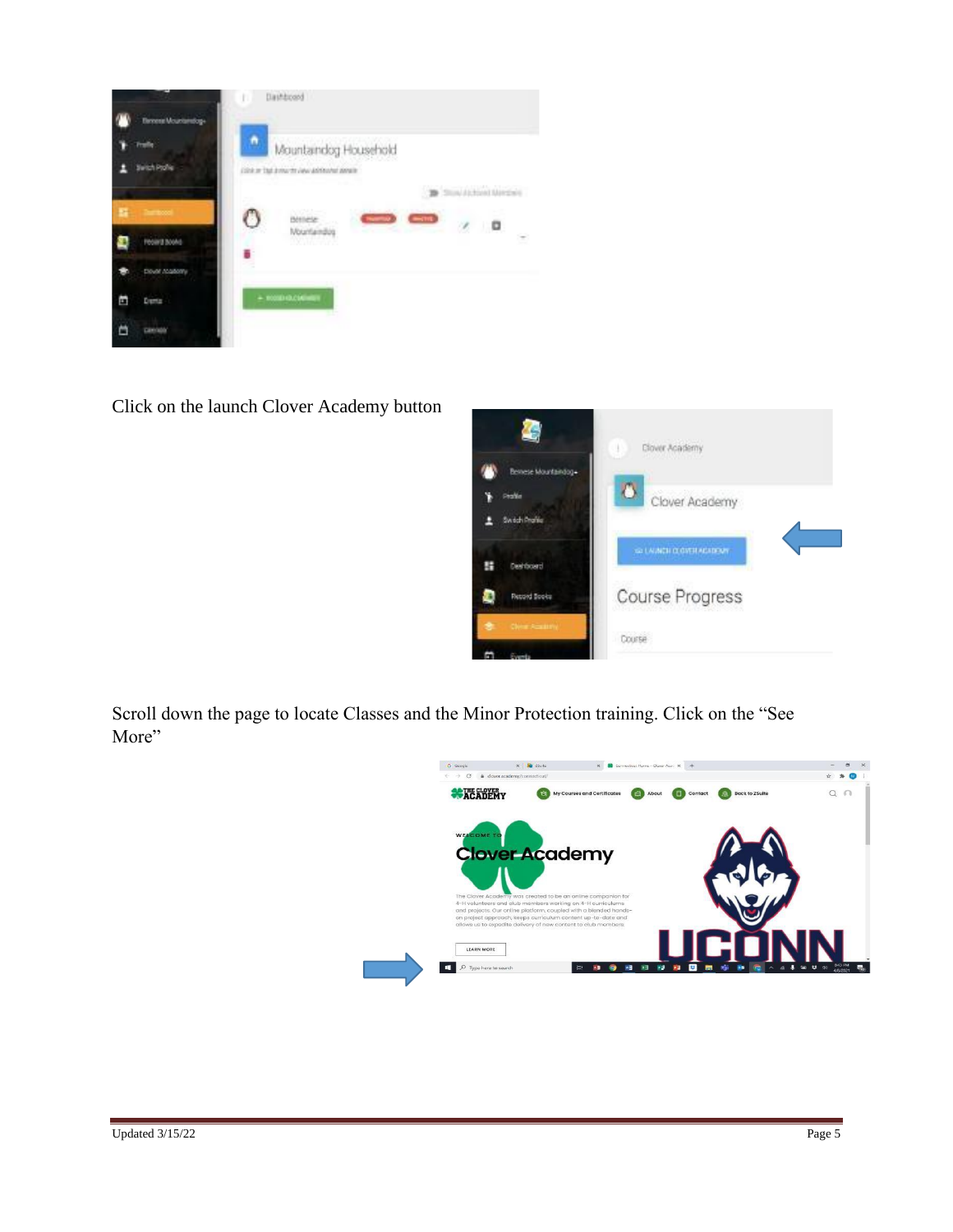Click on the launch Clover Academy button

Scroll down the page to locate Classes and the Minor Protection training. Click on the "See More"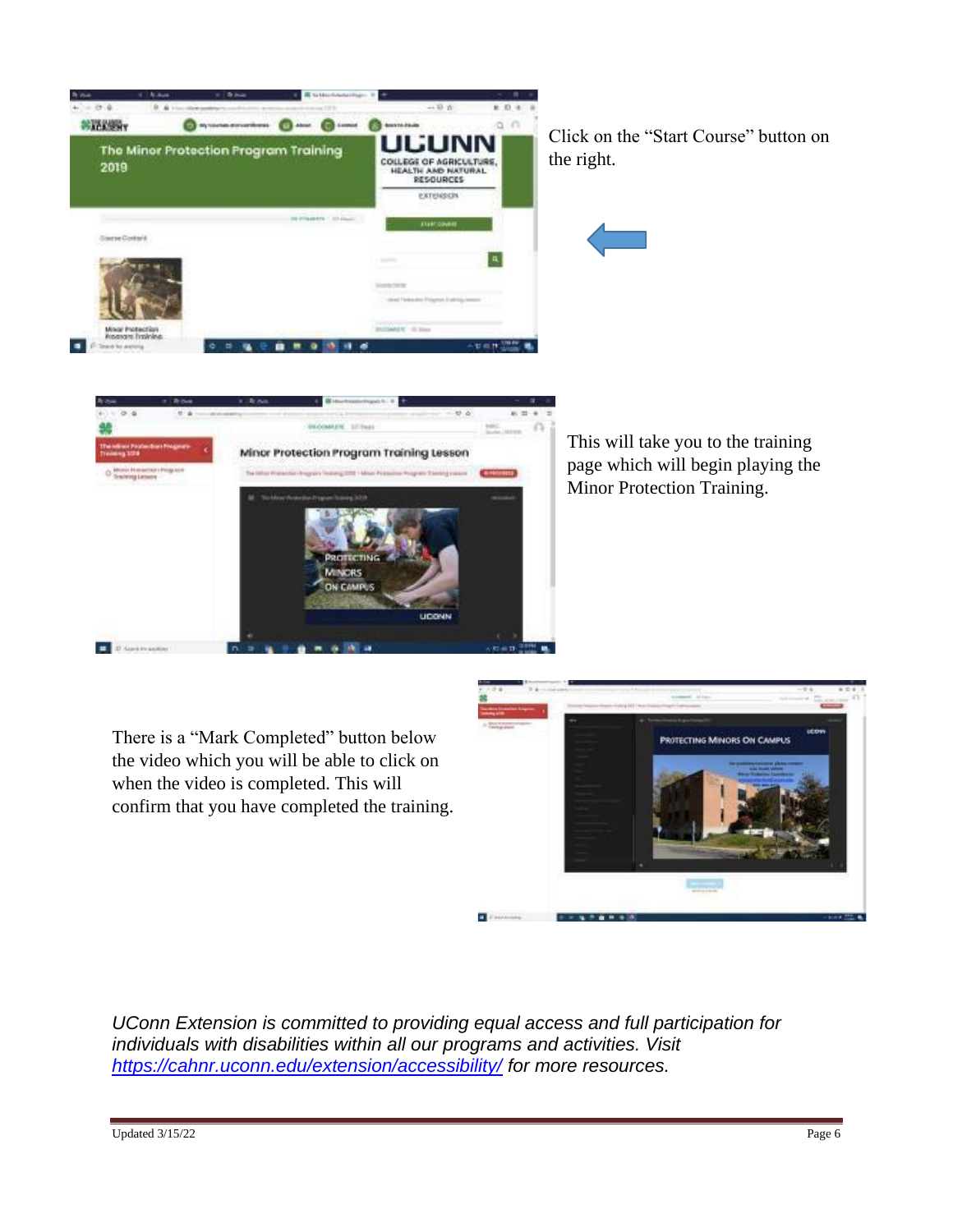Click on the "Start Course" button on the right.

This will take you to the training page which will begin playing the Minor Protection Training.

There is a "Mark Completed" button below the video which you will be able to click on when the video is completed. This will confirm that you have completed the training.

*UConn Extension is committed to providing equal access and full participation for individuals with disabilities within all our programs and activities. Visit [https://cahnr.uconn.edu/extension/accessibility/](https://cahnr.uconn.edu/extension/accessibility/) for more resources.*

Updated 3/15/22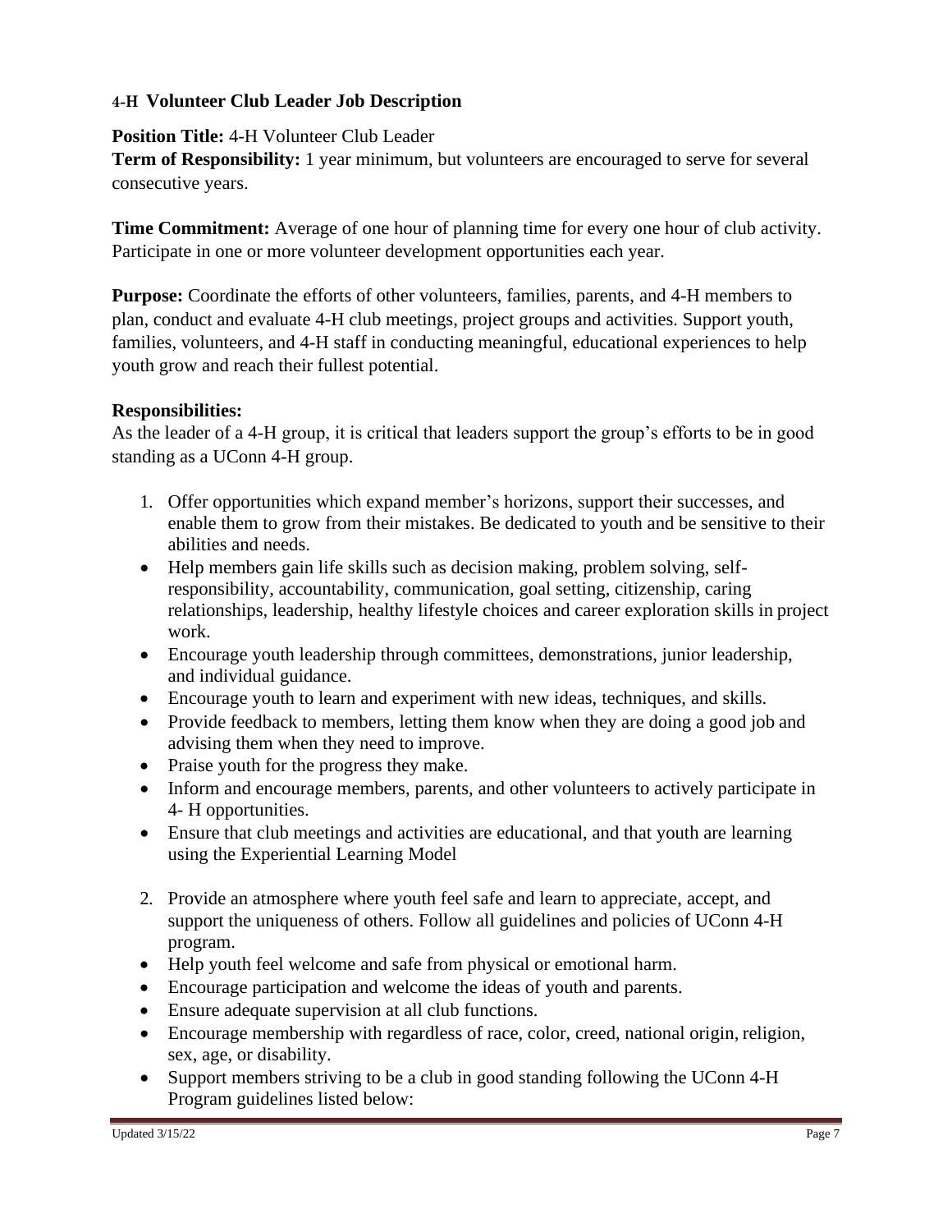### 4-H Volunteer Club Leader Job Description

**Position Title:** 4-H Volunteer Club Leader
**Term of Responsibility:** 1 year minimum, but volunteers are encouraged to serve for several consecutive years.

**Time Commitment:** Average of one hour of planning time for every one hour of club activity. Participate in one or more volunteer development opportunities each year.

**Purpose:** Coordinate the efforts of other volunteers, families, parents, and 4-H members to plan, conduct and evaluate 4-H club meetings, project groups and activities. Support youth, families, volunteers, and 4-H staff in conducting meaningful, educational experiences to help youth grow and reach their fullest potential.

**Responsibilities:**
As the leader of a 4-H group, it is critical that leaders support the group's efforts to be in good standing as a UConn 4-H group.

1. Offer opportunities which expand member's horizons, support their successes, and enable them to grow from their mistakes. Be dedicated to youth and be sensitive to their abilities and needs.

- Help members gain life skills such as decision making, problem solving, self-responsibility, accountability, communication, goal setting, citizenship, caring relationships, leadership, healthy lifestyle choices and career exploration skills in project work.
- Encourage youth leadership through committees, demonstrations, junior leadership, and individual guidance.
- Encourage youth to learn and experiment with new ideas, techniques, and skills.
- Provide feedback to members, letting them know when they are doing a good job and advising them when they need to improve.
- Praise youth for the progress they make.
- Inform and encourage members, parents, and other volunteers to actively participate in 4- H opportunities.
- Ensure that club meetings and activities are educational, and that youth are learning using the Experiential Learning Model

2. Provide an atmosphere where youth feel safe and learn to appreciate, accept, and support the uniqueness of others. Follow all guidelines and policies of UConn 4-H program.

- Help youth feel welcome and safe from physical or emotional harm.
- Encourage participation and welcome the ideas of youth and parents.
- Ensure adequate supervision at all club functions.
- Encourage membership with regardless of race, color, creed, national origin, religion, sex, age, or disability.
- Support members striving to be a club in good standing following the UConn 4-H Program guidelines listed below: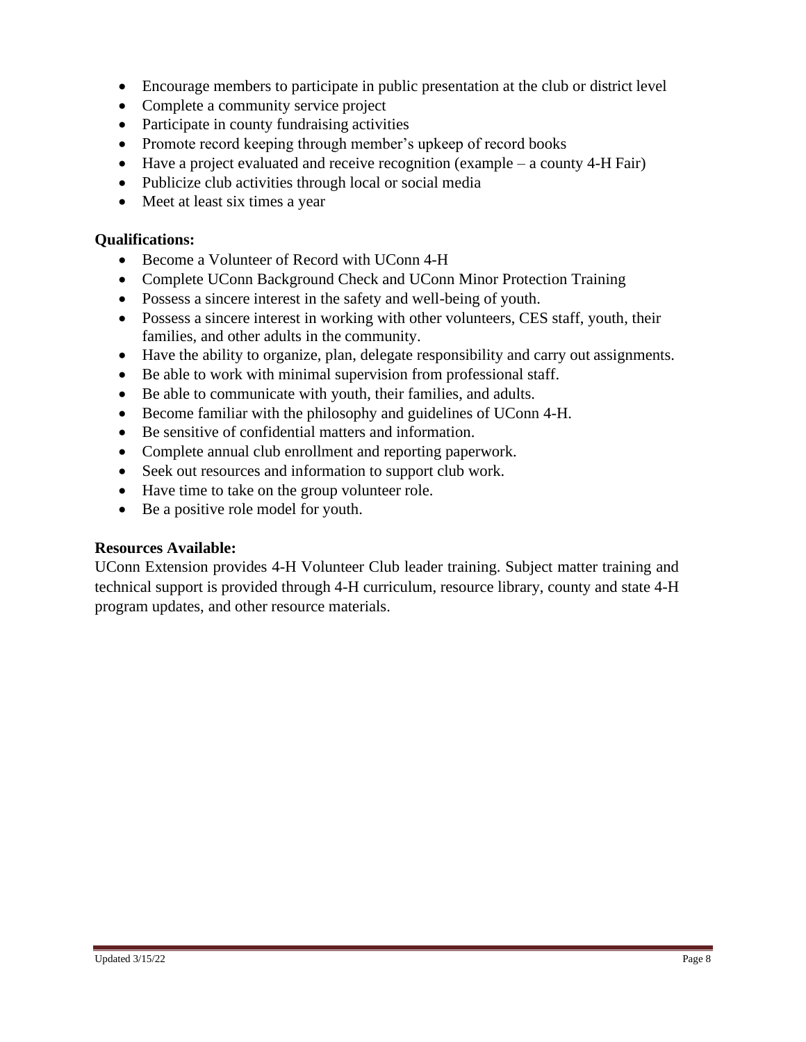- Encourage members to participate in public presentation at the club or district level
- Complete a community service project
- Participate in county fundraising activities
- Promote record keeping through member's upkeep of record books
- Have a project evaluated and receive recognition (example – a county 4-H Fair)
- Publicize club activities through local or social media
- Meet at least six times a year

**Qualifications:**

- Become a Volunteer of Record with UConn 4-H
- Complete UConn Background Check and UConn Minor Protection Training
- Possess a sincere interest in the safety and well-being of youth.
- Possess a sincere interest in working with other volunteers, CES staff, youth, their families, and other adults in the community.
- Have the ability to organize, plan, delegate responsibility and carry out assignments.
- Be able to work with minimal supervision from professional staff.
- Be able to communicate with youth, their families, and adults.
- Become familiar with the philosophy and guidelines of UConn 4-H.
- Be sensitive of confidential matters and information.
- Complete annual club enrollment and reporting paperwork.
- Seek out resources and information to support club work.
- Have time to take on the group volunteer role.
- Be a positive role model for youth.

**Resources Available:**

UConn Extension provides 4-H Volunteer Club leader training. Subject matter training and technical support is provided through 4-H curriculum, resource library, county and state 4-H program updates, and other resource materials.